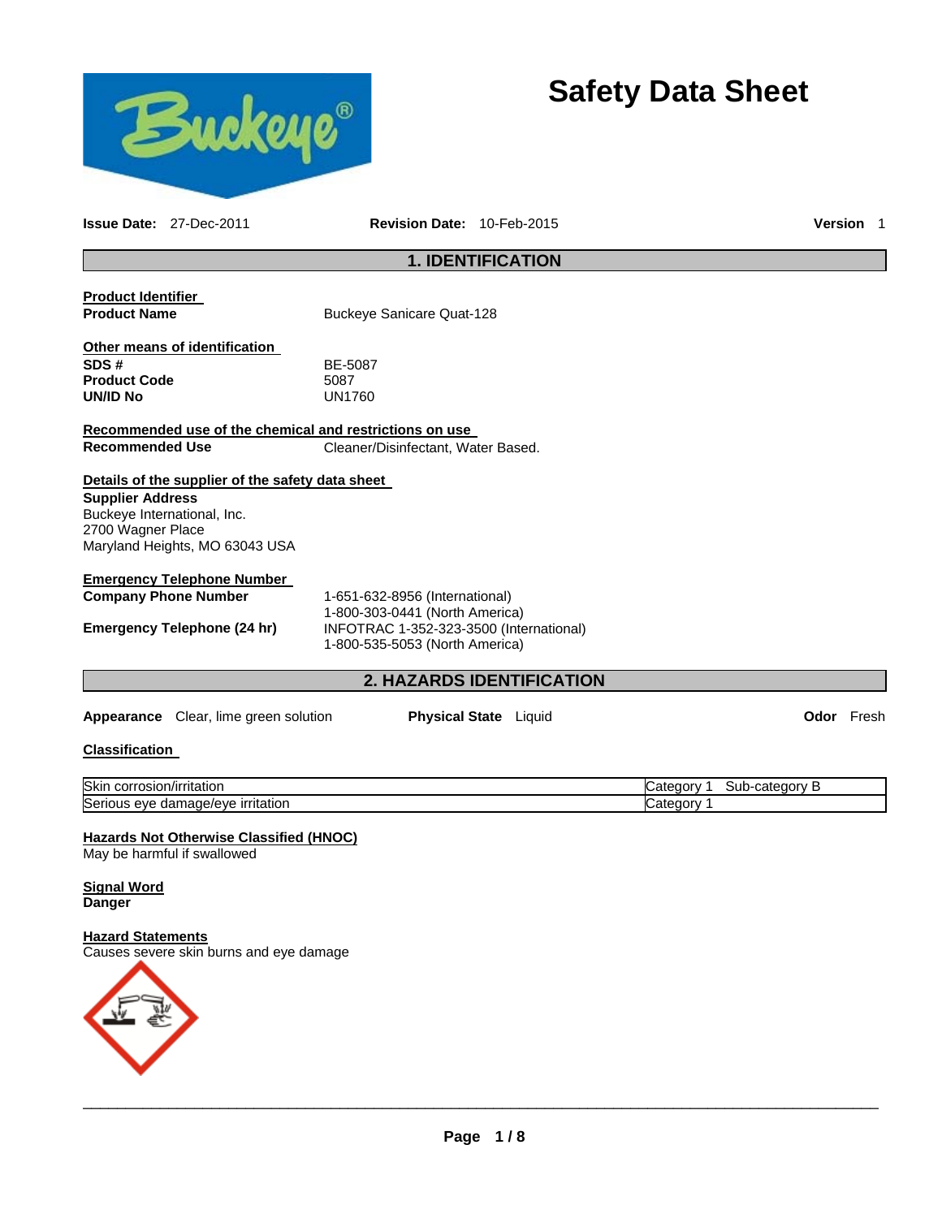# Safety Data Sheet

**Issue Date:** 27-Dec-2011 **Revision Date:** 10-Feb-2015 **Version** 1

## 1. IDENTIFICATION

**Product Identifier**

**Product Name** Buckeye Sanicare Quat-128

**Other means of identification**

**SDS #** BE-5087
**Product Code** 5087
**UN/ID No** UN1760

**Recommended use of the chemical and restrictions on use**

**Recommended Use** Cleaner/Disinfectant, Water Based.

**Details of the supplier of the safety data sheet**

**Supplier Address**
Buckeye International, Inc.
2700 Wagner Place
Maryland Heights, MO 63043 USA

**Emergency Telephone Number**

**Company Phone Number** 1-651-632-8956 (International)
1-800-303-0441 (North America)

**Emergency Telephone (24 hr)** INFOTRAC 1-352-323-3500 (International)
1-800-535-5053 (North America)

## 2. HAZARDS IDENTIFICATION

**Appearance** Clear, lime green solution **Physical State** Liquid **Odor** Fresh

**Classification**

| | |
|---|---|
| Skin corrosion/irritation | Category 1 Sub-category B |
| Serious eye damage/eye irritation | Category 1 |

**Hazards Not Otherwise Classified (HNOC)**
May be harmful if swallowed

**Signal Word**
**Danger**

**Hazard Statements**
Causes severe skin burns and eye damage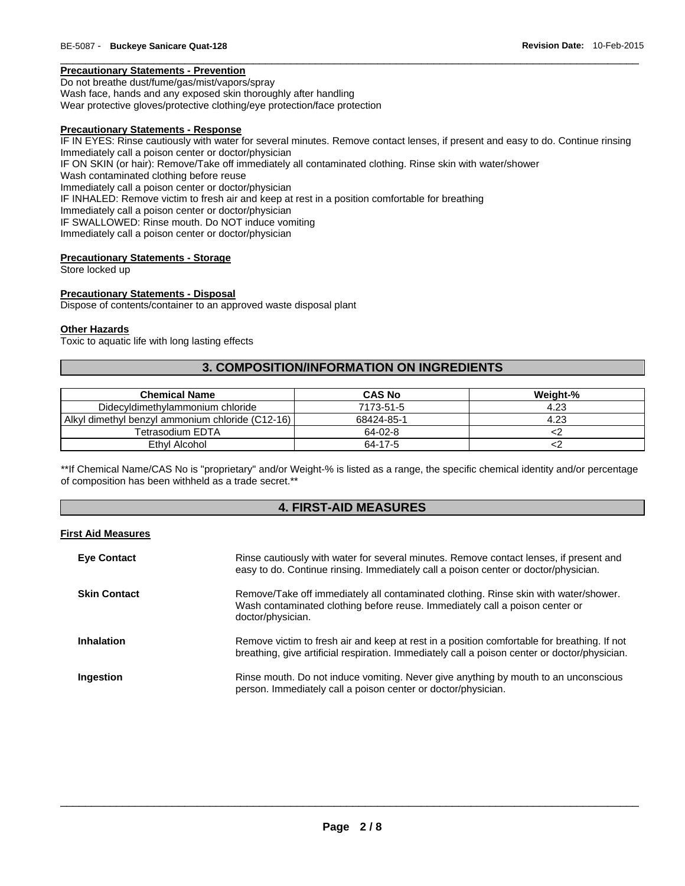**Precautionary Statements - Prevention**

Do not breathe dust/fume/gas/mist/vapors/spray
Wash face, hands and any exposed skin thoroughly after handling
Wear protective gloves/protective clothing/eye protection/face protection

**Precautionary Statements - Response**

IF IN EYES: Rinse cautiously with water for several minutes. Remove contact lenses, if present and easy to do. Continue rinsing
Immediately call a poison center or doctor/physician
IF ON SKIN (or hair): Remove/Take off immediately all contaminated clothing. Rinse skin with water/shower
Wash contaminated clothing before reuse
Immediately call a poison center or doctor/physician
IF INHALED: Remove victim to fresh air and keep at rest in a position comfortable for breathing
Immediately call a poison center or doctor/physician
IF SWALLOWED: Rinse mouth. Do NOT induce vomiting
Immediately call a poison center or doctor/physician

**Precautionary Statements - Storage**

Store locked up

**Precautionary Statements - Disposal**

Dispose of contents/container to an approved waste disposal plant

**Other Hazards**

Toxic to aquatic life with long lasting effects

## 3. COMPOSITION/INFORMATION ON INGREDIENTS

| Chemical Name | CAS No | Weight-% |
|---|---|---|
| Didecyldimethylammonium chloride | 7173-51-5 | 4.23 |
| Alkyl dimethyl benzyl ammonium chloride (C12-16) | 68424-85-1 | 4.23 |
| Tetrasodium EDTA | 64-02-8 | <2 |
| Ethyl Alcohol | 64-17-5 | <2 |

**If Chemical Name/CAS No is "proprietary" and/or Weight-% is listed as a range, the specific chemical identity and/or percentage of composition has been withheld as a trade secret.**

## 4. FIRST-AID MEASURES

**First Aid Measures**

**Eye Contact**
Rinse cautiously with water for several minutes. Remove contact lenses, if present and easy to do. Continue rinsing. Immediately call a poison center or doctor/physician.

**Skin Contact**
Remove/Take off immediately all contaminated clothing. Rinse skin with water/shower. Wash contaminated clothing before reuse. Immediately call a poison center or doctor/physician.

**Inhalation**
Remove victim to fresh air and keep at rest in a position comfortable for breathing. If not breathing, give artificial respiration. Immediately call a poison center or doctor/physician.

**Ingestion**
Rinse mouth. Do not induce vomiting. Never give anything by mouth to an unconscious person. Immediately call a poison center or doctor/physician.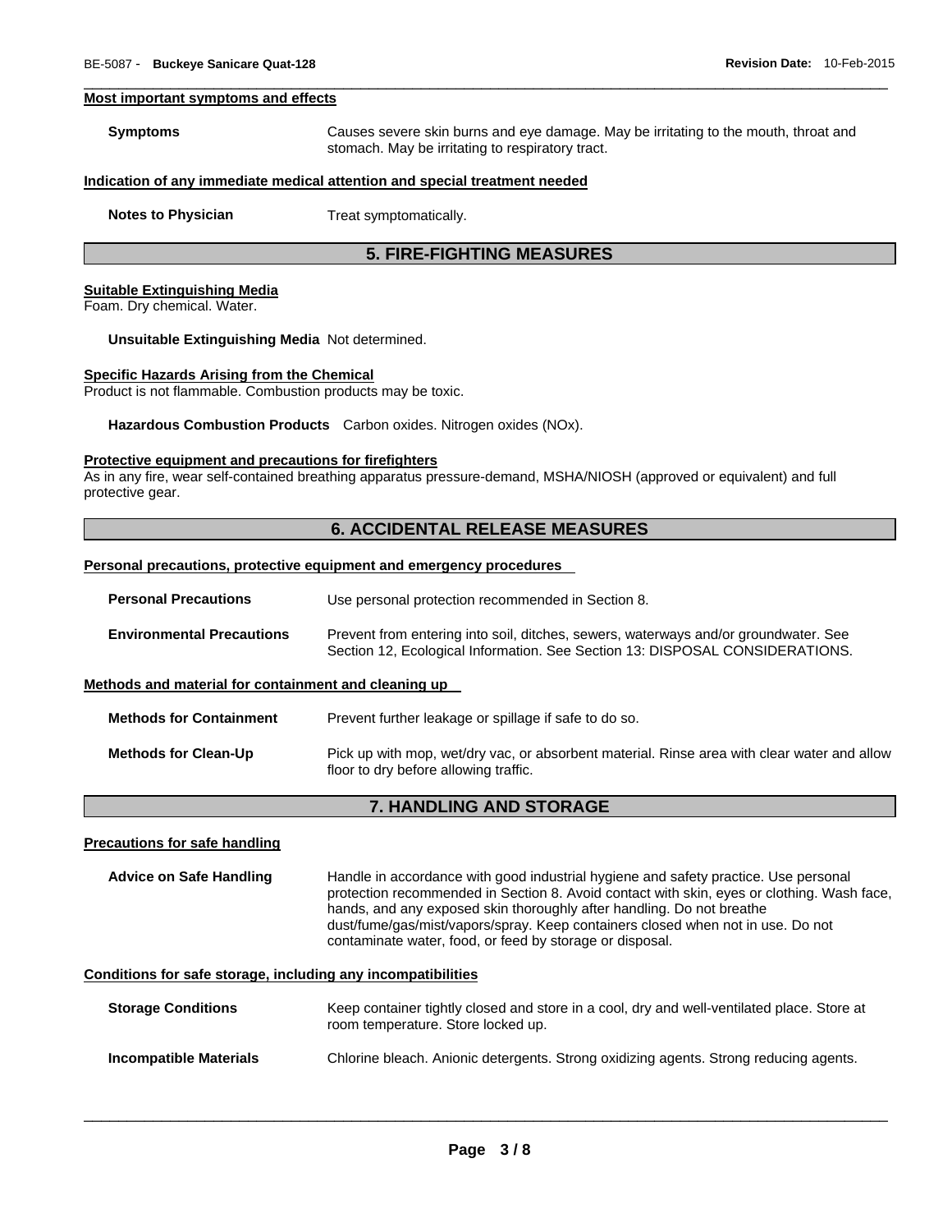#### Most important symptoms and effects

**Symptoms** Causes severe skin burns and eye damage. May be irritating to the mouth, throat and stomach. May be irritating to respiratory tract.

#### Indication of any immediate medical attention and special treatment needed

**Notes to Physician** Treat symptomatically.

## 5. FIRE-FIGHTING MEASURES

#### Suitable Extinguishing Media

Foam. Dry chemical. Water.

**Unsuitable Extinguishing Media** Not determined.

#### Specific Hazards Arising from the Chemical

Product is not flammable. Combustion products may be toxic.

**Hazardous Combustion Products** Carbon oxides. Nitrogen oxides (NOx).

#### Protective equipment and precautions for firefighters

As in any fire, wear self-contained breathing apparatus pressure-demand, MSHA/NIOSH (approved or equivalent) and full protective gear.

## 6. ACCIDENTAL RELEASE MEASURES

#### Personal precautions, protective equipment and emergency procedures

**Personal Precautions** Use personal protection recommended in Section 8.

**Environmental Precautions** Prevent from entering into soil, ditches, sewers, waterways and/or groundwater. See Section 12, Ecological Information. See Section 13: DISPOSAL CONSIDERATIONS.

#### Methods and material for containment and cleaning up

**Methods for Containment** Prevent further leakage or spillage if safe to do so.

**Methods for Clean-Up** Pick up with mop, wet/dry vac, or absorbent material. Rinse area with clear water and allow floor to dry before allowing traffic.

## 7. HANDLING AND STORAGE

#### Precautions for safe handling

**Advice on Safe Handling** Handle in accordance with good industrial hygiene and safety practice. Use personal protection recommended in Section 8. Avoid contact with skin, eyes or clothing. Wash face, hands, and any exposed skin thoroughly after handling. Do not breathe dust/fume/gas/mist/vapors/spray. Keep containers closed when not in use. Do not contaminate water, food, or feed by storage or disposal.

#### Conditions for safe storage, including any incompatibilities

**Storage Conditions** Keep container tightly closed and store in a cool, dry and well-ventilated place. Store at room temperature. Store locked up.

**Incompatible Materials** Chlorine bleach. Anionic detergents. Strong oxidizing agents. Strong reducing agents.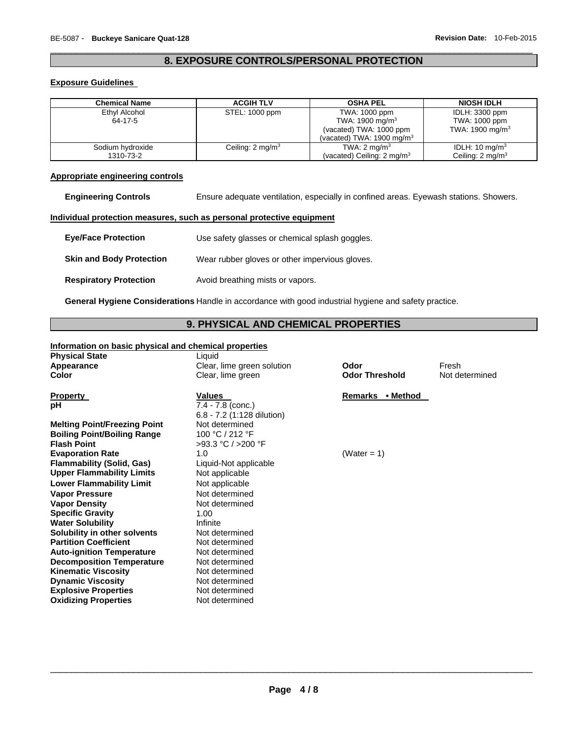## 8. EXPOSURE CONTROLS/PERSONAL PROTECTION

### Exposure Guidelines

| Chemical Name | ACGIH TLV | OSHA PEL | NIOSH IDLH |
|---|---|---|---|
| Ethyl Alcohol<br>64-17-5 | STEL: 1000 ppm | TWA: 1000 ppm<br>TWA: 1900 mg/m$^3$<br>(vacated) TWA: 1000 ppm<br>(vacated) TWA: 1900 mg/m$^3$ | IDLH: 3300 ppm<br>TWA: 1000 ppm<br>TWA: 1900 mg/m$^3$ |
| Sodium hydroxide<br>1310-73-2 | Ceiling: 2 mg/m$^3$ | TWA: 2 mg/m$^3$<br>(vacated) Ceiling: 2 mg/m$^3$ | IDLH: 10 mg/m$^3$<br>Ceiling: 2 mg/m$^3$ |

### Appropriate engineering controls

**Engineering Controls** Ensure adequate ventilation, especially in confined areas. Eyewash stations. Showers.

### Individual protection measures, such as personal protective equipment

**Eye/Face Protection** Use safety glasses or chemical splash goggles.

**Skin and Body Protection** Wear rubber gloves or other impervious gloves.

**Respiratory Protection** Avoid breathing mists or vapors.

**General Hygiene Considerations** Handle in accordance with good industrial hygiene and safety practice.

## 9. PHYSICAL AND CHEMICAL PROPERTIES

### Information on basic physical and chemical properties

**Physical State** Liquid
**Appearance** Clear, lime green solution
**Color** Clear, lime green
**Odor** Fresh
**Odor Threshold** Not determined

| Property | Values | Remarks • Method |
|---|---|---|
| **pH** | 7.4 - 7.8 (conc.)<br>6.8 - 7.2 (1:128 dilution) | |
| **Melting Point/Freezing Point** | Not determined | |
| **Boiling Point/Boiling Range** | 100 °C / 212 °F | |
| **Flash Point** | >93.3 °C / >200 °F | |
| **Evaporation Rate** | 1.0 | (Water = 1) |
| **Flammability (Solid, Gas)** | Liquid-Not applicable | |
| **Upper Flammability Limits** | Not applicable | |
| **Lower Flammability Limit** | Not applicable | |
| **Vapor Pressure** | Not determined | |
| **Vapor Density** | Not determined | |
| **Specific Gravity** | 1.00 | |
| **Water Solubility** | Infinite | |
| **Solubility in other solvents** | Not determined | |
| **Partition Coefficient** | Not determined | |
| **Auto-ignition Temperature** | Not determined | |
| **Decomposition Temperature** | Not determined | |
| **Kinematic Viscosity** | Not determined | |
| **Dynamic Viscosity** | Not determined | |
| **Explosive Properties** | Not determined | |
| **Oxidizing Properties** | Not determined | |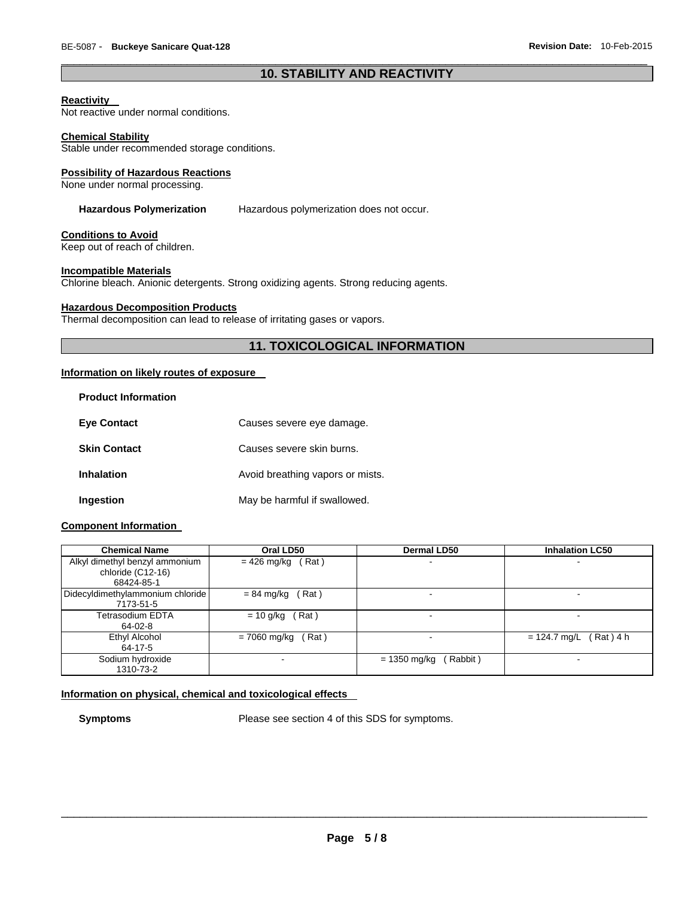## 10. STABILITY AND REACTIVITY

**Reactivity**

Not reactive under normal conditions.

**Chemical Stability**

Stable under recommended storage conditions.

**Possibility of Hazardous Reactions**

None under normal processing.

**Hazardous Polymerization** Hazardous polymerization does not occur.

**Conditions to Avoid**

Keep out of reach of children.

**Incompatible Materials**

Chlorine bleach. Anionic detergents. Strong oxidizing agents. Strong reducing agents.

**Hazardous Decomposition Products**

Thermal decomposition can lead to release of irritating gases or vapors.

## 11. TOXICOLOGICAL INFORMATION

**Information on likely routes of exposure**

**Product Information**

**Eye Contact** Causes severe eye damage.

**Skin Contact** Causes severe skin burns.

**Inhalation** Avoid breathing vapors or mists.

**Ingestion** May be harmful if swallowed.

**Component Information**

| Chemical Name | Oral LD50 | Dermal LD50 | Inhalation LC50 |
|---|---|---|---|
| Alkyl dimethyl benzyl ammonium chloride (C12-16) 68424-85-1 | = 426 mg/kg ( Rat ) | - | - |
| Didecyldimethylammonium chloride 7173-51-5 | = 84 mg/kg ( Rat ) | - | - |
| Tetrasodium EDTA 64-02-8 | = 10 g/kg ( Rat ) | - | - |
| Ethyl Alcohol 64-17-5 | = 7060 mg/kg ( Rat ) | - | = 124.7 mg/L ( Rat ) 4 h |
| Sodium hydroxide 1310-73-2 | - | = 1350 mg/kg ( Rabbit ) | - |

**Information on physical, chemical and toxicological effects**

**Symptoms** Please see section 4 of this SDS for symptoms.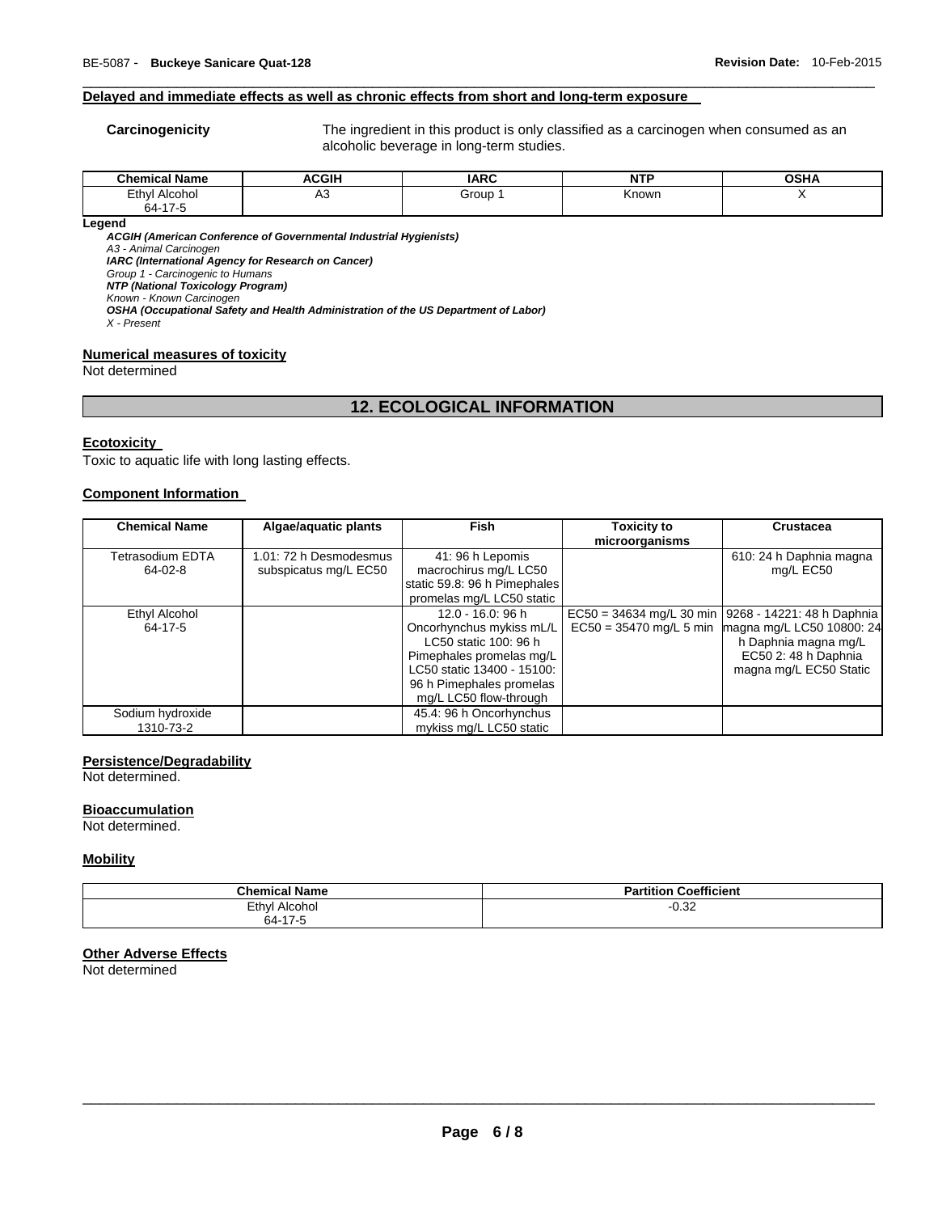**Delayed and immediate effects as well as chronic effects from short and long-term exposure**

**Carcinogenicity** The ingredient in this product is only classified as a carcinogen when consumed as an alcoholic beverage in long-term studies.

| Chemical Name | ACGIH | IARC | NTP | OSHA |
|---|---|---|---|---|
| Ethyl Alcohol 64-17-5 | A3 | Group 1 | Known | X |

**Legend**

***ACGIH (American Conference of Governmental Industrial Hygienists)***
*A3 - Animal Carcinogen*
***IARC (International Agency for Research on Cancer)***
*Group 1 - Carcinogenic to Humans*
***NTP (National Toxicology Program)***
*Known - Known Carcinogen*
***OSHA (Occupational Safety and Health Administration of the US Department of Labor)***
*X - Present*

**Numerical measures of toxicity**
Not determined

## 12. ECOLOGICAL INFORMATION

**Ecotoxicity**
Toxic to aquatic life with long lasting effects.

**Component Information**

| Chemical Name | Algae/aquatic plants | Fish | Toxicity to microorganisms | Crustacea |
|---|---|---|---|---|
| Tetrasodium EDTA 64-02-8 | 1.01: 72 h Desmodesmus subspicatus mg/L EC50 | 41: 96 h Lepomis macrochirus mg/L LC50 static 59.8: 96 h Pimephales promelas mg/L LC50 static | | 610: 24 h Daphnia magna mg/L EC50 |
| Ethyl Alcohol 64-17-5 | | 12.0 - 16.0: 96 h Oncorhynchus mykiss mL/L LC50 static 100: 96 h Pimephales promelas mg/L LC50 static 13400 - 15100: 96 h Pimephales promelas mg/L LC50 flow-through | EC50 = 34634 mg/L 30 min EC50 = 35470 mg/L 5 min | 9268 - 14221: 48 h Daphnia magna mg/L LC50 10800: 24 h Daphnia magna mg/L EC50 2: 48 h Daphnia magna mg/L EC50 Static |
| Sodium hydroxide 1310-73-2 | | 45.4: 96 h Oncorhynchus mykiss mg/L LC50 static | | |

**Persistence/Degradability**
Not determined.

**Bioaccumulation**
Not determined.

**Mobility**

| Chemical Name | Partition Coefficient |
|---|---|
| Ethyl Alcohol 64-17-5 | -0.32 |

**Other Adverse Effects**
Not determined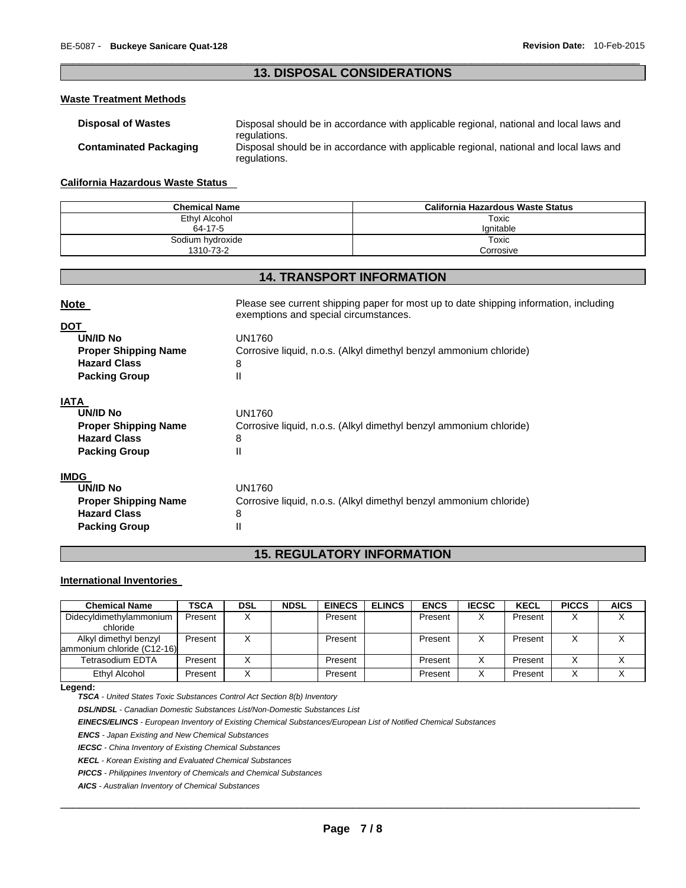## 13. DISPOSAL CONSIDERATIONS

### Waste Treatment Methods

**Disposal of Wastes** Disposal should be in accordance with applicable regional, national and local laws and regulations.

**Contaminated Packaging** Disposal should be in accordance with applicable regional, national and local laws and regulations.

### California Hazardous Waste Status

| Chemical Name | California Hazardous Waste Status |
|---|---|
| Ethyl Alcohol<br>64-17-5 | Toxic<br>Ignitable |
| Sodium hydroxide<br>1310-73-2 | Toxic<br>Corrosive |

## 14. TRANSPORT INFORMATION

**Note** Please see current shipping paper for most up to date shipping information, including exemptions and special circumstances.

**DOT**

- **UN/ID No** UN1760
- **Proper Shipping Name** Corrosive liquid, n.o.s. (Alkyl dimethyl benzyl ammonium chloride)
- **Hazard Class** 8
- **Packing Group** II

**IATA**

- **UN/ID No** UN1760
- **Proper Shipping Name** Corrosive liquid, n.o.s. (Alkyl dimethyl benzyl ammonium chloride)
- **Hazard Class** 8
- **Packing Group** II

**IMDG**

- **UN/ID No** UN1760
- **Proper Shipping Name** Corrosive liquid, n.o.s. (Alkyl dimethyl benzyl ammonium chloride)
- **Hazard Class** 8
- **Packing Group** II

## 15. REGULATORY INFORMATION

### International Inventories

| Chemical Name | TSCA | DSL | NDSL | EINECS | ELINCS | ENCS | IECSC | KECL | PICCS | AICS |
|---|---|---|---|---|---|---|---|---|---|---|
| Didecyldimethylammonium chloride | Present | X | | Present | | Present | X | Present | X | X |
| Alkyl dimethyl benzyl ammonium chloride (C12-16) | Present | X | | Present | | Present | X | Present | X | X |
| Tetrasodium EDTA | Present | X | | Present | | Present | X | Present | X | X |
| Ethyl Alcohol | Present | X | | Present | | Present | X | Present | X | X |

**Legend:**

***TSCA*** *- United States Toxic Substances Control Act Section 8(b) Inventory*

***DSL/NDSL*** *- Canadian Domestic Substances List/Non-Domestic Substances List*

***EINECS/ELINCS*** *- European Inventory of Existing Chemical Substances/European List of Notified Chemical Substances*

***ENCS*** *- Japan Existing and New Chemical Substances*

***IECSC*** *- China Inventory of Existing Chemical Substances*

***KECL*** *- Korean Existing and Evaluated Chemical Substances*

***PICCS*** *- Philippines Inventory of Chemicals and Chemical Substances*

***AICS*** *- Australian Inventory of Chemical Substances*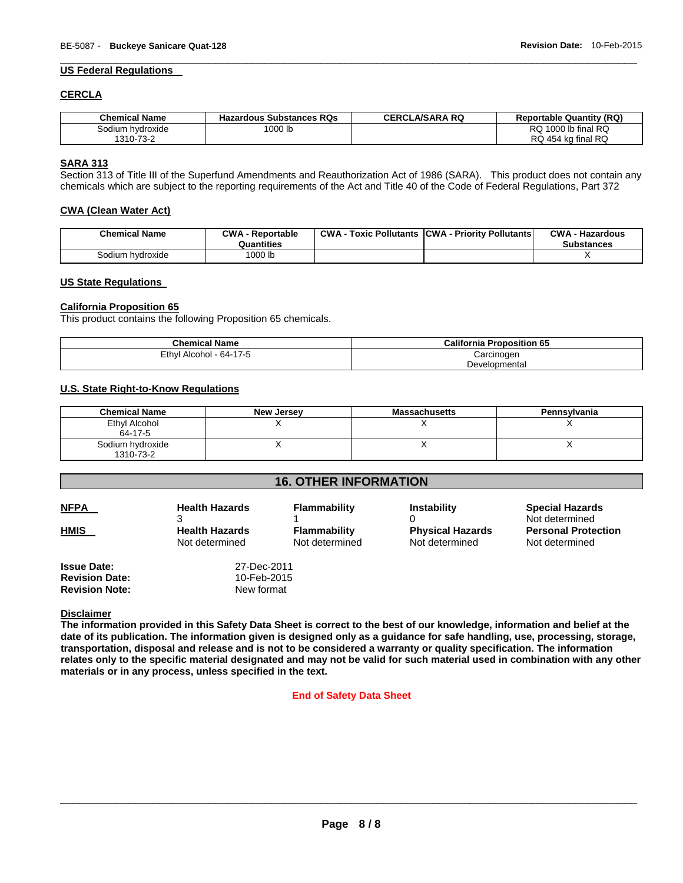## US Federal Regulations

### CERCLA

| Chemical Name | Hazardous Substances RQs | CERCLA/SARA RQ | Reportable Quantity (RQ) |
|---|---|---|---|
| Sodium hydroxide 1310-73-2 | 1000 lb | | RQ 1000 lb final RQ RQ 454 kg final RQ |

### SARA 313

Section 313 of Title III of the Superfund Amendments and Reauthorization Act of 1986 (SARA). This product does not contain any chemicals which are subject to the reporting requirements of the Act and Title 40 of the Code of Federal Regulations, Part 372

### CWA (Clean Water Act)

| Chemical Name | CWA - Reportable Quantities | CWA - Toxic Pollutants | CWA - Priority Pollutants | CWA - Hazardous Substances |
|---|---|---|---|---|
| Sodium hydroxide | 1000 lb | | | X |

## US State Regulations

### California Proposition 65

This product contains the following Proposition 65 chemicals.

| Chemical Name | California Proposition 65 |
|---|---|
| Ethyl Alcohol - 64-17-5 | Carcinogen Developmental |

### U.S. State Right-to-Know Regulations

| Chemical Name | New Jersey | Massachusetts | Pennsylvania |
|---|---|---|---|
| Ethyl Alcohol 64-17-5 | X | X | X |
| Sodium hydroxide 1310-73-2 | X | X | X |

## 16. OTHER INFORMATION

| | | | | |
|---|---|---|---|---|
| **NFPA** | **Health Hazards** 3 | **Flammability** 1 | **Instability** 0 | **Special Hazards** Not determined |
| **HMIS** | **Health Hazards** Not determined | **Flammability** Not determined | **Physical Hazards** Not determined | **Personal Protection** Not determined |

**Issue Date:** 27-Dec-2011
**Revision Date:** 10-Feb-2015
**Revision Note:** New format

### Disclaimer

**The information provided in this Safety Data Sheet is correct to the best of our knowledge, information and belief at the date of its publication. The information given is designed only as a guidance for safe handling, use, processing, storage, transportation, disposal and release and is not to be considered a warranty or quality specification. The information relates only to the specific material designated and may not be valid for such material used in combination with any other materials or in any process, unless specified in the text.**

**End of Safety Data Sheet**